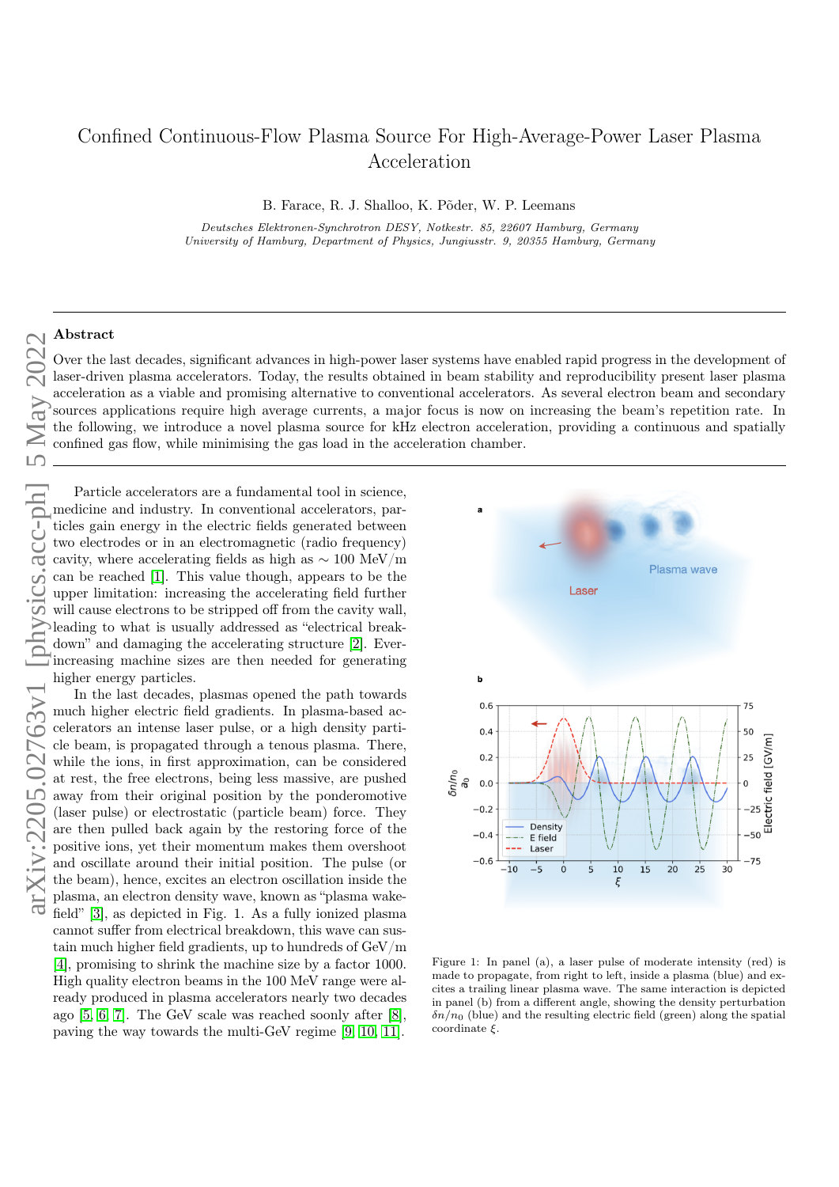# Confined Continuous-Flow Plasma Source For High-Average-Power Laser Plasma Acceleration

B. Farace, R. J. Shalloo, K. Põder, W. P. Leemans

*Deutsches Elektronen-Synchrotron DESY, Notkestr. 85, 22607 Hamburg, Germany*
*University of Hamburg, Department of Physics, Jungiusstr. 9, 20355 Hamburg, Germany*

## Abstract

Over the last decades, significant advances in high-power laser systems have enabled rapid progress in the development of laser-driven plasma accelerators. Today, the results obtained in beam stability and reproducibility present laser plasma acceleration as a viable and promising alternative to conventional accelerators. As several electron beam and secondary sources applications require high average currents, a major focus is now on increasing the beam's repetition rate. In the following, we introduce a novel plasma source for kHz electron acceleration, providing a continuous and spatially confined gas flow, while minimising the gas load in the acceleration chamber.

Particle accelerators are a fundamental tool in science, medicine and industry. In conventional accelerators, particles gain energy in the electric fields generated between two electrodes or in an electromagnetic (radio frequency) cavity, where accelerating fields as high as $\sim 100$ MeV/m can be reached [1]. This value though, appears to be the upper limitation: increasing the accelerating field further will cause electrons to be stripped off from the cavity wall, leading to what is usually addressed as "electrical breakdown" and damaging the accelerating structure [2]. Ever-increasing machine sizes are then needed for generating higher energy particles.

In the last decades, plasmas opened the path towards much higher electric field gradients. In plasma-based accelerators an intense laser pulse, or a high density particle beam, is propagated through a tenous plasma. There, while the ions, in first approximation, can be considered at rest, the free electrons, being less massive, are pushed away from their original position by the ponderomotive (laser pulse) or electrostatic (particle beam) force. They are then pulled back again by the restoring force of the positive ions, yet their momentum makes them overshoot and oscillate around their initial position. The pulse (or the beam), hence, excites an electron oscillation inside the plasma, an electron density wave, known as "plasma wakefield" [3], as depicted in Fig. 1. As a fully ionized plasma cannot suffer from electrical breakdown, this wave can sustain much higher field gradients, up to hundreds of GeV/m [4], promising to shrink the machine size by a factor 1000. High quality electron beams in the 100 MeV range were already produced in plasma accelerators nearly two decades ago [5, 6, 7]. The GeV scale was reached soonly after [8], paving the way towards the multi-GeV regime [9, 10, 11].

Figure 1: In panel (a), a laser pulse of moderate intensity (red) is made to propagate, from right to left, inside a plasma (blue) and excites a trailing linear plasma wave. The same interaction is depicted in panel (b) from a different angle, showing the density perturbation $\delta n/n_0$ (blue) and the resulting electric field (green) along the spatial coordinate $\xi$.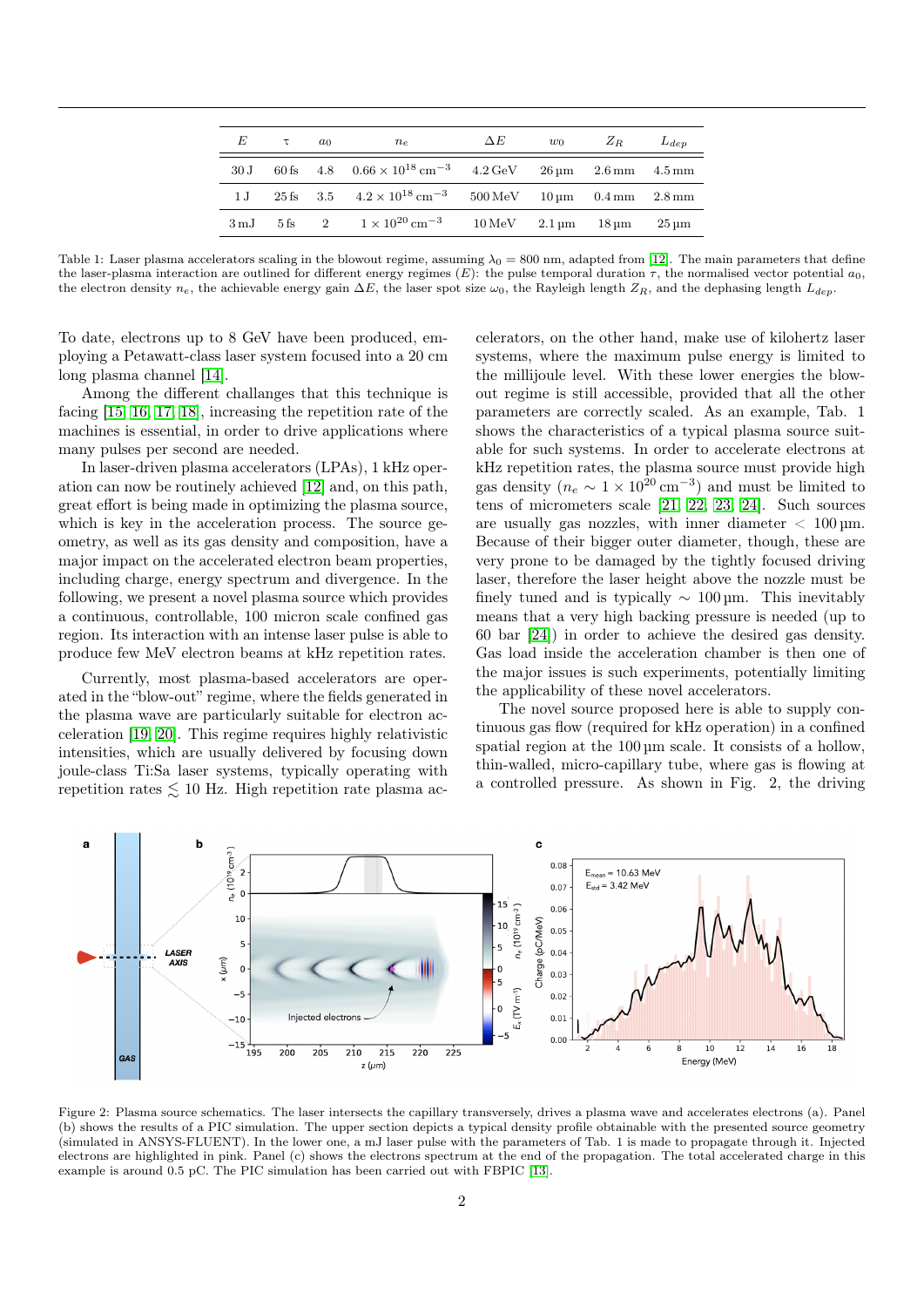| $E$ | $\tau$ | $a_0$ | $n_e$ | $\Delta E$ | $w_0$ | $Z_R$ | $L_{dep}$ |
|---|---|---|---|---|---|---|---|
| 30 J | 60 fs | 4.8 | $0.66 \times 10^{18}\,\mathrm{cm}^{-3}$ | 4.2 GeV | 26 µm | 2.6 mm | 4.5 mm |
| 1 J | 25 fs | 3.5 | $4.2 \times 10^{18}\,\mathrm{cm}^{-3}$ | 500 MeV | 10 µm | 0.4 mm | 2.8 mm |
| 3 mJ | 5 fs | 2 | $1 \times 10^{20}\,\mathrm{cm}^{-3}$ | 10 MeV | 2.1 µm | 18 µm | 25 µm |

Table 1: Laser plasma accelerators scaling in the blowout regime, assuming $\lambda_0 = 800$ nm, adapted from [12]. The main parameters that define the laser-plasma interaction are outlined for different energy regimes ($E$): the pulse temporal duration $\tau$, the normalised vector potential $a_0$, the electron density $n_e$, the achievable energy gain $\Delta E$, the laser spot size $\omega_0$, the Rayleigh length $Z_R$, and the dephasing length $L_{dep}$.

To date, electrons up to 8 GeV have been produced, employing a Petawatt-class laser system focused into a 20 cm long plasma channel [14].

Among the different challanges that this technique is facing [15, 16, 17, 18], increasing the repetition rate of the machines is essential, in order to drive applications where many pulses per second are needed.

In laser-driven plasma accelerators (LPAs), 1 kHz operation can now be routinely achieved [12] and, on this path, great effort is being made in optimizing the plasma source, which is key in the acceleration process. The source geometry, as well as its gas density and composition, have a major impact on the accelerated electron beam properties, including charge, energy spectrum and divergence. In the following, we present a novel plasma source which provides a continuous, controllable, 100 micron scale confined gas region. Its interaction with an intense laser pulse is able to produce few MeV electron beams at kHz repetition rates.

Currently, most plasma-based accelerators are operated in the "blow-out" regime, where the fields generated in the plasma wave are particularly suitable for electron acceleration [19, 20]. This regime requires highly relativistic intensities, which are usually delivered by focusing down joule-class Ti:Sa laser systems, typically operating with repetition rates $\lesssim 10$ Hz. High repetition rate plasma accelerators, on the other hand, make use of kilohertz laser systems, where the maximum pulse energy is limited to the millijoule level. With these lower energies the blowout regime is still accessible, provided that all the other parameters are correctly scaled. As an example, Tab. 1 shows the characteristics of a typical plasma source suitable for such systems. In order to accelerate electrons at kHz repetition rates, the plasma source must provide high gas density ($n_e \sim 1 \times 10^{20}\,\mathrm{cm}^{-3}$) and must be limited to tens of micrometers scale [21, 22, 23, 24]. Such sources are usually gas nozzles, with inner diameter $< 100\,\mu$m. Because of their bigger outer diameter, though, these are very prone to be damaged by the tightly focused driving laser, therefore the laser height above the nozzle must be finely tuned and is typically $\sim 100\,\mu$m. This inevitably means that a very high backing pressure is needed (up to 60 bar [24]) in order to achieve the desired gas density. Gas load inside the acceleration chamber is then one of the major issues is such experiments, potentially limiting the applicability of these novel accelerators.

The novel source proposed here is able to supply continuous gas flow (required for kHz operation) in a confined spatial region at the 100 µm scale. It consists of a hollow, thin-walled, micro-capillary tube, where gas is flowing at a controlled pressure. As shown in Fig. 2, the driving

Figure 2: Plasma source schematics. The laser intersects the capillary transversely, drives a plasma wave and accelerates electrons (a). Panel (b) shows the results of a PIC simulation. The upper section depicts a typical density profile obtainable with the presented source geometry (simulated in ANSYS-FLUENT). In the lower one, a mJ laser pulse with the parameters of Tab. 1 is made to propagate through it. Injected electrons are highlighted in pink. Panel (c) shows the electrons spectrum at the end of the propagation. The total accelerated charge in this example is around 0.5 pC. The PIC simulation has been carried out with FBPIC [13].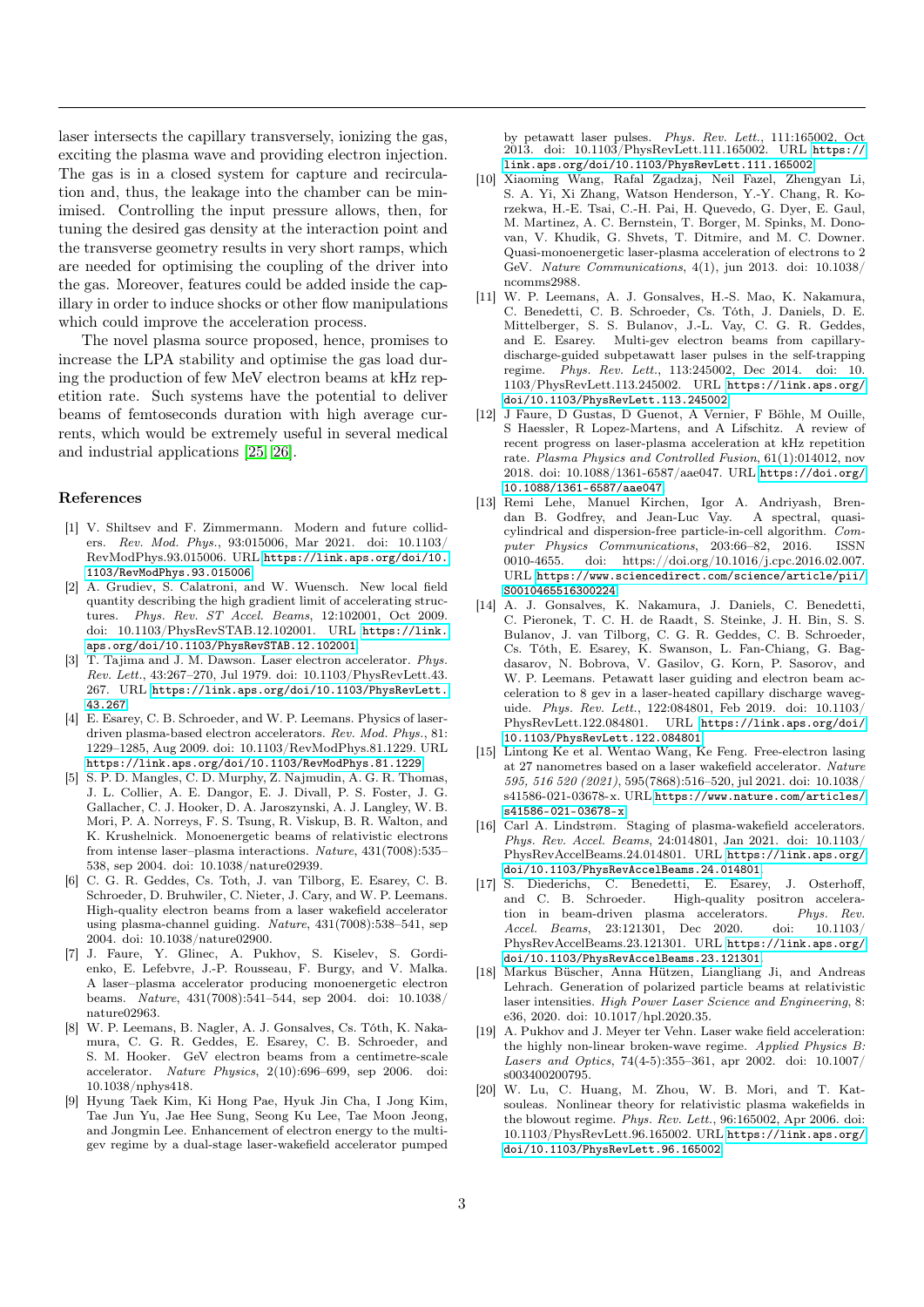laser intersects the capillary transversely, ionizing the gas, exciting the plasma wave and providing electron injection. The gas is in a closed system for capture and recirculation and, thus, the leakage into the chamber can be minimised. Controlling the input pressure allows, then, for tuning the desired gas density at the interaction point and the transverse geometry results in very short ramps, which are needed for optimising the coupling of the driver into the gas. Moreover, features could be added inside the capillary in order to induce shocks or other flow manipulations which could improve the acceleration process.

The novel plasma source proposed, hence, promises to increase the LPA stability and optimise the gas load during the production of few MeV electron beams at kHz repetition rate. Such systems have the potential to deliver beams of femtoseconds duration with high average currents, which would be extremely useful in several medical and industrial applications [25, 26].

## References

[1] V. Shiltsev and F. Zimmermann. Modern and future colliders. *Rev. Mod. Phys.*, 93:015006, Mar 2021. doi: 10.1103/RevModPhys.93.015006. URL https://link.aps.org/doi/10.1103/RevModPhys.93.015006.

[2] A. Grudiev, S. Calatroni, and W. Wuensch. New local field quantity describing the high gradient limit of accelerating structures. *Phys. Rev. ST Accel. Beams*, 12:102001, Oct 2009. doi: 10.1103/PhysRevSTAB.12.102001. URL https://link.aps.org/doi/10.1103/PhysRevSTAB.12.102001.

[3] T. Tajima and J. M. Dawson. Laser electron accelerator. *Phys. Rev. Lett.*, 43:267–270, Jul 1979. doi: 10.1103/PhysRevLett.43.267. URL https://link.aps.org/doi/10.1103/PhysRevLett.43.267.

[4] E. Esarey, C. B. Schroeder, and W. P. Leemans. Physics of laser-driven plasma-based electron accelerators. *Rev. Mod. Phys.*, 81: 1229–1285, Aug 2009. doi: 10.1103/RevModPhys.81.1229. URL https://link.aps.org/doi/10.1103/RevModPhys.81.1229.

[5] S. P. D. Mangles, C. D. Murphy, Z. Najmudin, A. G. R. Thomas, J. L. Collier, A. E. Dangor, E. J. Divall, P. S. Foster, J. G. Gallacher, C. J. Hooker, D. A. Jaroszynski, A. J. Langley, W. B. Mori, P. A. Norreys, F. S. Tsung, R. Viskup, B. R. Walton, and K. Krushelnick. Monoenergetic beams of relativistic electrons from intense laser–plasma interactions. *Nature*, 431(7008):535–538, sep 2004. doi: 10.1038/nature02939.

[6] C. G. R. Geddes, Cs. Toth, J. van Tilborg, E. Esarey, C. B. Schroeder, D. Bruhwiler, C. Nieter, J. Cary, and W. P. Leemans. High-quality electron beams from a laser wakefield accelerator using plasma-channel guiding. *Nature*, 431(7008):538–541, sep 2004. doi: 10.1038/nature02900.

[7] J. Faure, Y. Glinec, A. Pukhov, S. Kiselev, S. Gordienko, E. Lefebvre, J.-P. Rousseau, F. Burgy, and V. Malka. A laser–plasma accelerator producing monoenergetic electron beams. *Nature*, 431(7008):541–544, sep 2004. doi: 10.1038/nature02963.

[8] W. P. Leemans, B. Nagler, A. J. Gonsalves, Cs. Tóth, K. Nakamura, C. G. R. Geddes, E. Esarey, C. B. Schroeder, and S. M. Hooker. GeV electron beams from a centimetre-scale accelerator. *Nature Physics*, 2(10):696–699, sep 2006. doi: 10.1038/nphys418.

[9] Hyung Taek Kim, Ki Hong Pae, Hyuk Jin Cha, I Jong Kim, Tae Jun Yu, Jae Hee Sung, Seong Ku Lee, Tae Moon Jeong, and Jongmin Lee. Enhancement of electron energy to the multi-gev regime by a dual-stage laser-wakefield accelerator pumped by petawatt laser pulses. *Phys. Rev. Lett.*, 111:165002, Oct 2013. doi: 10.1103/PhysRevLett.111.165002. URL https://link.aps.org/doi/10.1103/PhysRevLett.111.165002.

[10] Xiaoming Wang, Rafal Zgadzaj, Neil Fazel, Zhengyan Li, S. A. Yi, Xi Zhang, Watson Henderson, Y.-Y. Chang, R. Korzekwa, H.-E. Tsai, C.-H. Pai, H. Quevedo, G. Dyer, E. Gaul, M. Martinez, A. C. Bernstein, T. Borger, M. Spinks, M. Donovan, V. Khudik, G. Shvets, T. Ditmire, and M. C. Downer. Quasi-monoenergetic laser-plasma acceleration of electrons to 2 GeV. *Nature Communications*, 4(1), jun 2013. doi: 10.1038/ncomms2988.

[11] W. P. Leemans, A. J. Gonsalves, H.-S. Mao, K. Nakamura, C. Benedetti, C. B. Schroeder, Cs. Tóth, J. Daniels, D. E. Mittelberger, S. S. Bulanov, J.-L. Vay, C. G. R. Geddes, and E. Esarey. Multi-gev electron beams from capillary-discharge-guided subpetawatt laser pulses in the self-trapping regime. *Phys. Rev. Lett.*, 113:245002, Dec 2014. doi: 10.1103/PhysRevLett.113.245002. URL https://link.aps.org/doi/10.1103/PhysRevLett.113.245002.

[12] J Faure, D Gustas, D Guenot, A Vernier, F Böhle, M Ouille, S Haessler, R Lopez-Martens, and A Lifschitz. A review of recent progress on laser-plasma acceleration at kHz repetition rate. *Plasma Physics and Controlled Fusion*, 61(1):014012, nov 2018. doi: 10.1088/1361-6587/aae047. URL https://doi.org/10.1088/1361-6587/aae047.

[13] Remi Lehe, Manuel Kirchen, Igor A. Andriyash, Brendan B. Godfrey, and Jean-Luc Vay. A spectral, quasi-cylindrical and dispersion-free particle-in-cell algorithm. *Computer Physics Communications*, 203:66–82, 2016. ISSN 0010-4655. doi: https://doi.org/10.1016/j.cpc.2016.02.007. URL https://www.sciencedirect.com/science/article/pii/S0010465516300224.

[14] A. J. Gonsalves, K. Nakamura, J. Daniels, C. Benedetti, C. Pieronek, T. C. H. de Raadt, S. Steinke, J. H. Bin, S. S. Bulanov, J. van Tilborg, C. G. R. Geddes, C. B. Schroeder, Cs. Tóth, E. Esarey, K. Swanson, L. Fan-Chiang, G. Bagdasarov, N. Bobrova, V. Gasilov, G. Korn, P. Sasorov, and W. P. Leemans. Petawatt laser guiding and electron beam acceleration to 8 gev in a laser-heated capillary discharge waveguide. *Phys. Rev. Lett.*, 122:084801, Feb 2019. doi: 10.1103/PhysRevLett.122.084801. URL https://link.aps.org/doi/10.1103/PhysRevLett.122.084801.

[15] Lintong Ke et al. Wentao Wang, Ke Feng. Free-electron lasing at 27 nanometres based on a laser wakefield accelerator. *Nature 595, 516 520 (2021)*, 595(7868):516–520, jul 2021. doi: 10.1038/s41586-021-03678-x. URL https://www.nature.com/articles/s41586-021-03678-x.

[16] Carl A. Lindstrøm. Staging of plasma-wakefield accelerators. *Phys. Rev. Accel. Beams*, 24:014801, Jan 2021. doi: 10.1103/PhysRevAccelBeams.24.014801. URL https://link.aps.org/doi/10.1103/PhysRevAccelBeams.24.014801.

[17] S. Diederichs, C. Benedetti, E. Esarey, J. Osterhoff, and C. B. Schroeder. High-quality positron acceleration in beam-driven plasma accelerators. *Phys. Rev. Accel. Beams*, 23:121301, Dec 2020. doi: 10.1103/PhysRevAccelBeams.23.121301. URL https://link.aps.org/doi/10.1103/PhysRevAccelBeams.23.121301.

[18] Markus Büscher, Anna Hützen, Liangliang Ji, and Andreas Lehrach. Generation of polarized particle beams at relativistic laser intensities. *High Power Laser Science and Engineering*, 8: e36, 2020. doi: 10.1017/hpl.2020.35.

[19] A. Pukhov and J. Meyer ter Vehn. Laser wake field acceleration: the highly non-linear broken-wave regime. *Applied Physics B: Lasers and Optics*, 74(4-5):355–361, apr 2002. doi: 10.1007/s003400200795.

[20] W. Lu, C. Huang, M. Zhou, W. B. Mori, and T. Katsouleas. Nonlinear theory for relativistic plasma wakefields in the blowout regime. *Phys. Rev. Lett.*, 96:165002, Apr 2006. doi: 10.1103/PhysRevLett.96.165002. URL https://link.aps.org/doi/10.1103/PhysRevLett.96.165002.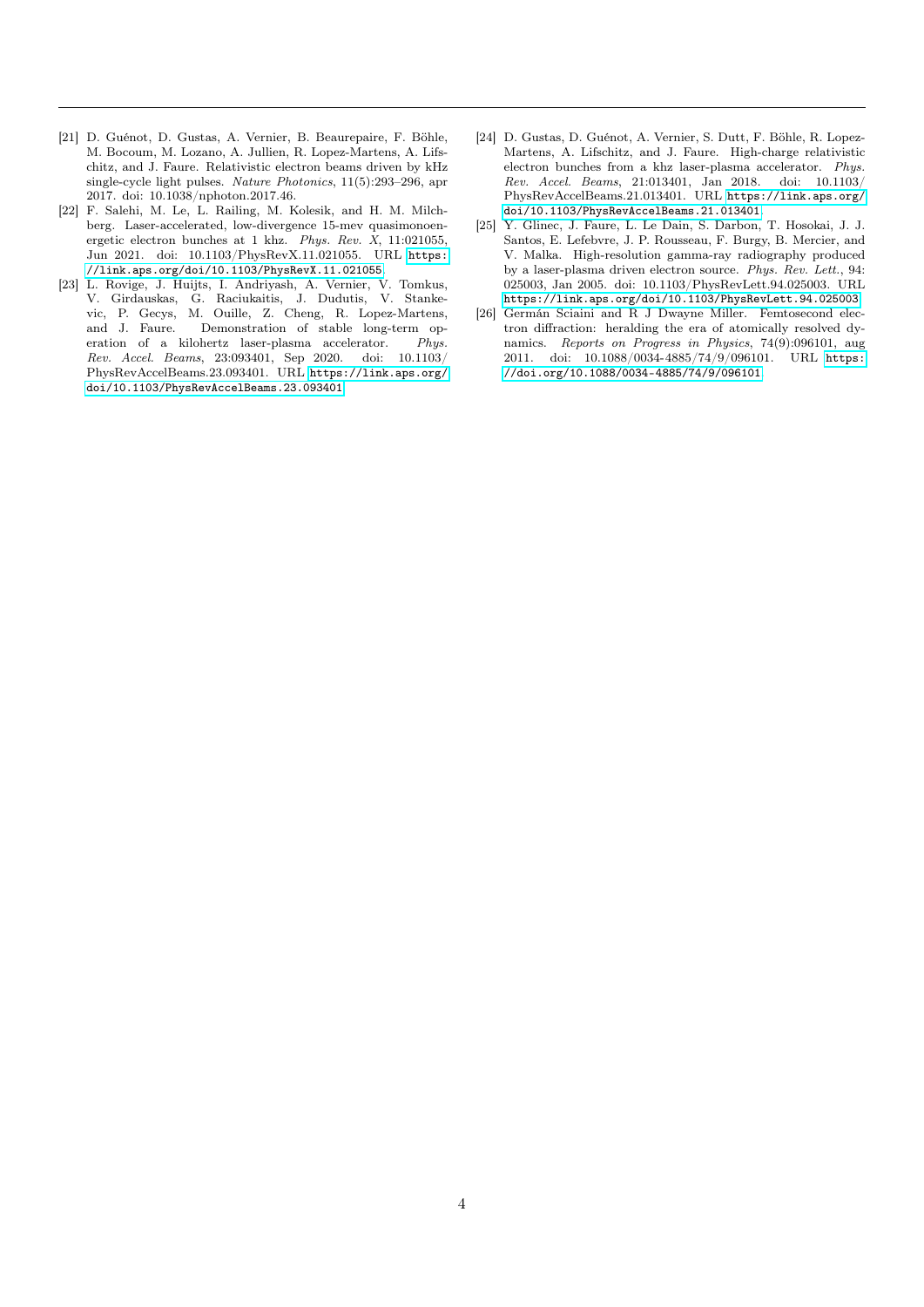[21] D. Guénot, D. Gustas, A. Vernier, B. Beaurepaire, F. Böhle, M. Bocoum, M. Lozano, A. Jullien, R. Lopez-Martens, A. Lifschitz, and J. Faure. Relativistic electron beams driven by kHz single-cycle light pulses. *Nature Photonics*, 11(5):293–296, apr 2017. doi: 10.1038/nphoton.2017.46.

[22] F. Salehi, M. Le, L. Railing, M. Kolesik, and H. M. Milchberg. Laser-accelerated, low-divergence 15-mev quasimonoenergetic electron bunches at 1 khz. *Phys. Rev. X*, 11:021055, Jun 2021. doi: 10.1103/PhysRevX.11.021055. URL `https://link.aps.org/doi/10.1103/PhysRevX.11.021055`.

[23] L. Rovige, J. Huijts, I. Andriyash, A. Vernier, V. Tomkus, V. Girdauskas, G. Raciukaitis, J. Dudutis, V. Stankevic, P. Gecys, M. Ouille, Z. Cheng, R. Lopez-Martens, and J. Faure. Demonstration of stable long-term operation of a kilohertz laser-plasma accelerator. *Phys. Rev. Accel. Beams*, 23:093401, Sep 2020. doi: 10.1103/PhysRevAccelBeams.23.093401. URL `https://link.aps.org/doi/10.1103/PhysRevAccelBeams.23.093401`.

[24] D. Gustas, D. Guénot, A. Vernier, S. Dutt, F. Böhle, R. Lopez-Martens, A. Lifschitz, and J. Faure. High-charge relativistic electron bunches from a khz laser-plasma accelerator. *Phys. Rev. Accel. Beams*, 21:013401, Jan 2018. doi: 10.1103/PhysRevAccelBeams.21.013401. URL `https://link.aps.org/doi/10.1103/PhysRevAccelBeams.21.013401`.

[25] Y. Glinec, J. Faure, L. Le Dain, S. Darbon, T. Hosokai, J. J. Santos, E. Lefebvre, J. P. Rousseau, F. Burgy, B. Mercier, and V. Malka. High-resolution gamma-ray radiography produced by a laser-plasma driven electron source. *Phys. Rev. Lett.*, 94:025003, Jan 2005. doi: 10.1103/PhysRevLett.94.025003. URL `https://link.aps.org/doi/10.1103/PhysRevLett.94.025003`.

[26] Germán Sciaini and R J Dwayne Miller. Femtosecond electron diffraction: heralding the era of atomically resolved dynamics. *Reports on Progress in Physics*, 74(9):096101, aug 2011. doi: 10.1088/0034-4885/74/9/096101. URL `https://doi.org/10.1088/0034-4885/74/9/096101`.